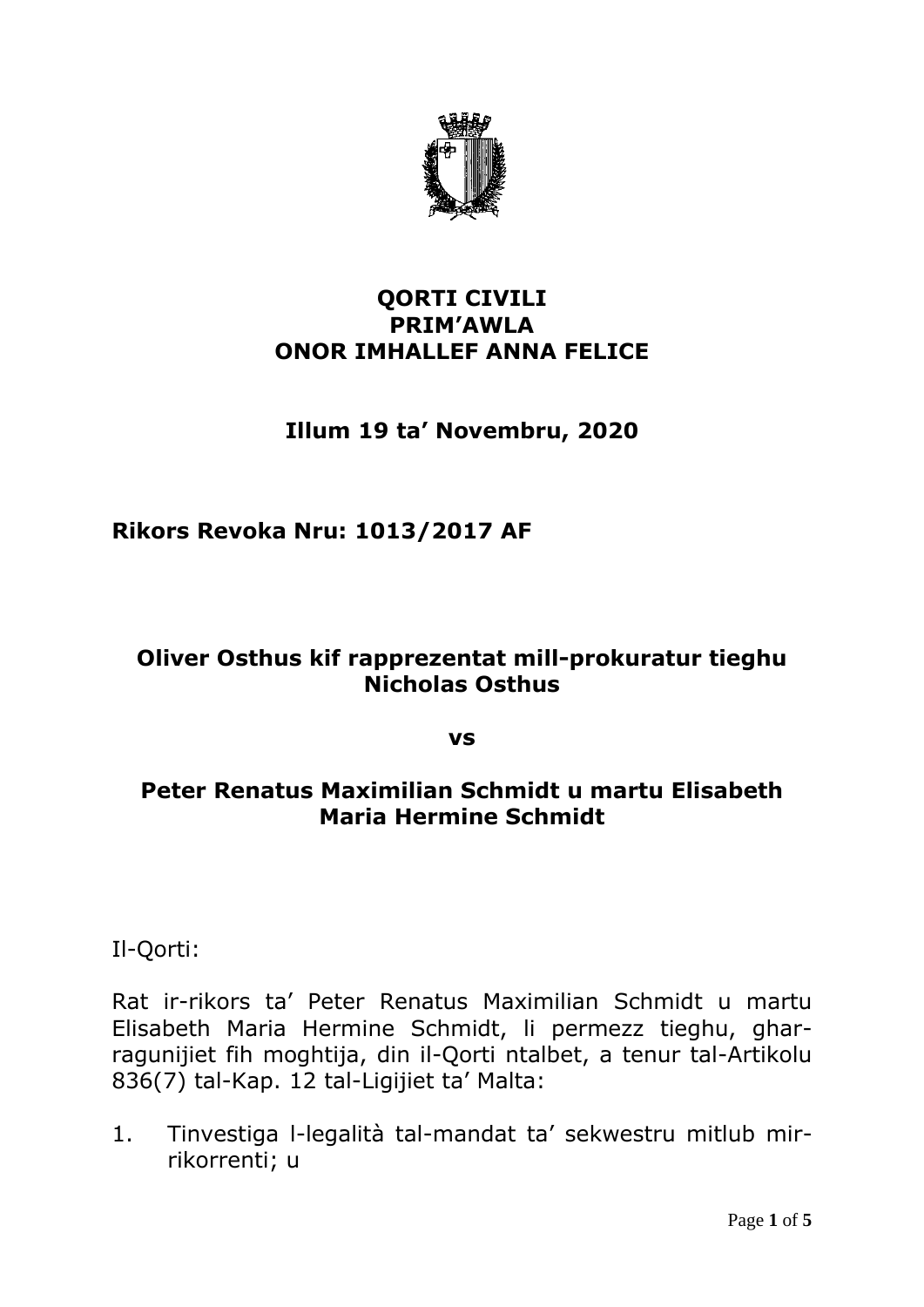**QORTI CIVILI**
**PRIM'AWLA**
**ONOR IMHALLEF ANNA FELICE**

**Illum 19 ta' Novembru, 2020**

**Rikors Revoka Nru: 1013/2017 AF**

**Oliver Osthus kif rapprezentat mill-prokuratur tieghu Nicholas Osthus**

**vs**

**Peter Renatus Maximilian Schmidt u martu Elisabeth Maria Hermine Schmidt**

Il-Qorti:

Rat ir-rikors ta' Peter Renatus Maximilian Schmidt u martu Elisabeth Maria Hermine Schmidt, li permezz tieghu, gharragunijiet fih moghtija, din il-Qorti ntalbet, a tenur tal-Artikolu 836(7) tal-Kap. 12 tal-Ligijiet ta' Malta:

1. Tinvestiga l-legalità tal-mandat ta' sekwestru mitlub mirrikorrenti; u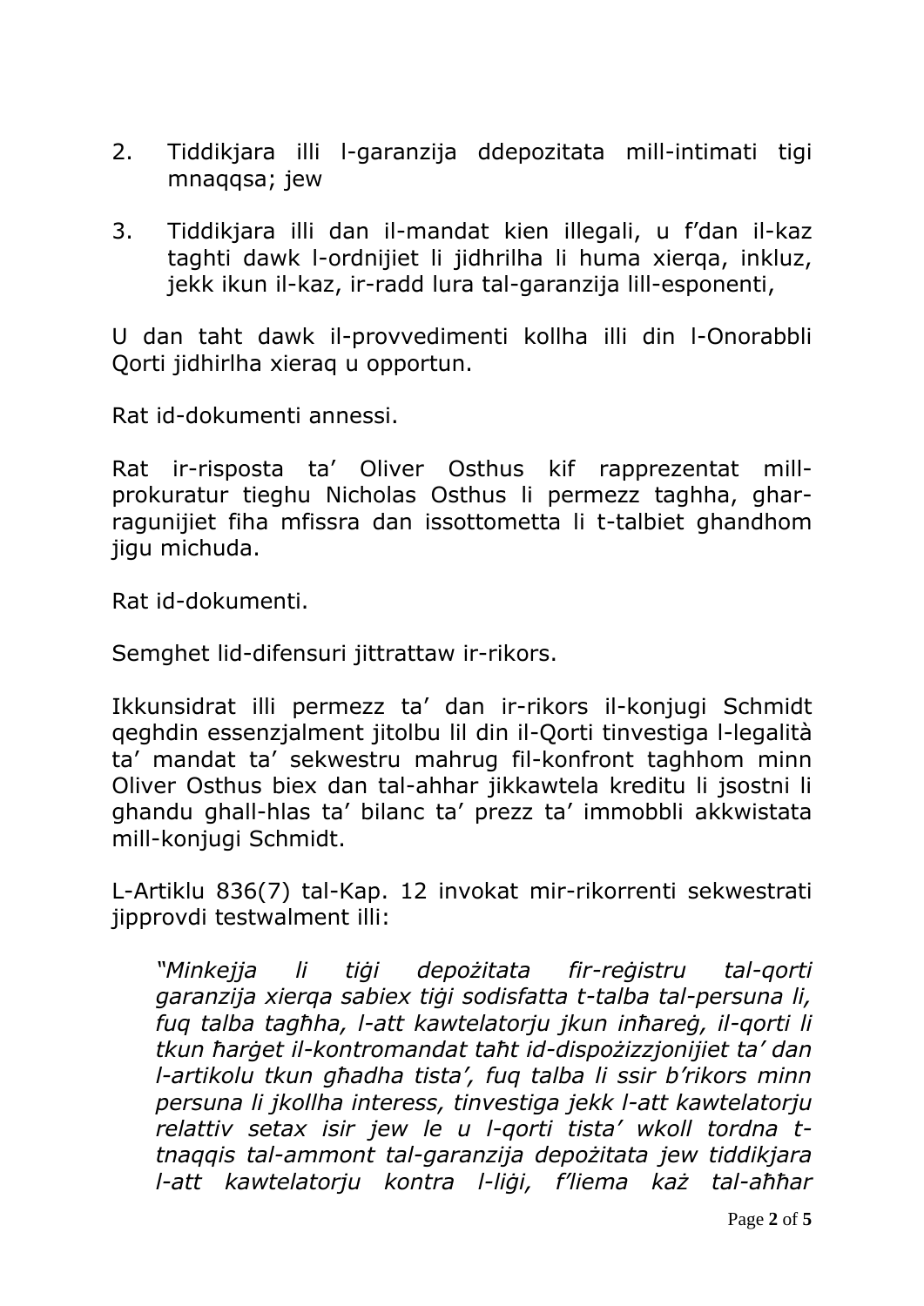2. Tiddikjara illi l-garanzija ddepozitata mill-intimati tigi mnaqqsa; jew

3. Tiddikjara illi dan il-mandat kien illegali, u f'dan il-kaz taghti dawk l-ordnijiet li jidhrilha li huma xierqa, inkluz, jekk ikun il-kaz, ir-radd lura tal-garanzija lill-esponenti,

U dan taht dawk il-provvedimenti kollha illi din l-Onorabbli Qorti jidhirlha xieraq u opportun.

Rat id-dokumenti annessi.

Rat ir-risposta ta' Oliver Osthus kif rapprezentat mill-prokuratur tieghu Nicholas Osthus li permezz taghha, ghar-ragunijiet fiha mfissra dan issottometta li t-talbiet ghandhom jigu michuda.

Rat id-dokumenti.

Semghet lid-difensuri jittrattaw ir-rikors.

Ikkunsidrat illi permezz ta' dan ir-rikors il-konjugi Schmidt qeghdin essenzjalment jitolbu lil din il-Qorti tinvestiga l-legalità ta' mandat ta' sekwestru mahrug fil-konfront taghhom minn Oliver Osthus biex dan tal-ahhar jikkawtela kreditu li jsostni li ghandu ghall-hlas ta' bilanc ta' prezz ta' immobbli akkwistata mill-konjugi Schmidt.

L-Artiklu 836(7) tal-Kap. 12 invokat mir-rikorrenti sekwestrati jipprovdi testwalment illi:

*"Minkejja li tiġi depożitata fir-reġistru tal-qorti garanzija xierqa sabiex tiġi sodisfatta t-talba tal-persuna li, fuq talba tagħha, l-att kawtelatorju jkun inħareġ, il-qorti li tkun ħarġet il-kontromandat taħt id-dispożizzjonijiet ta' dan l-artikolu tkun għadha tista', fuq talba li ssir b'rikors minn persuna li jkollha interess, tinvestiga jekk l-att kawtelatorju relattiv setax isir jew le u l-qorti tista' wkoll tordna t-tnaqqis tal-ammont tal-garanzija depożitata jew tiddikjara l-att kawtelatorju kontra l-liġi, f'liema każ tal-aħħar*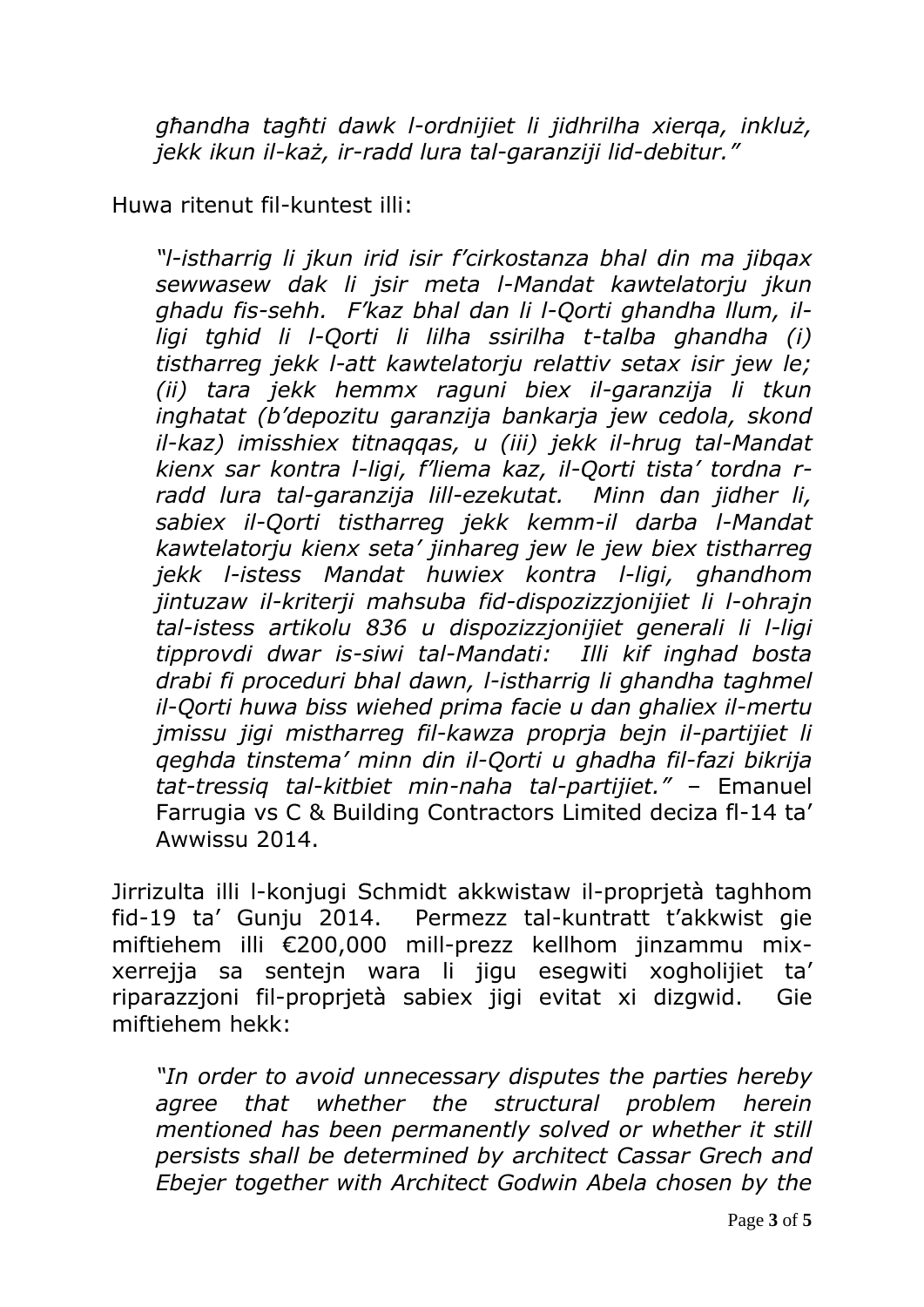> *għandha tagħti dawk l-ordnijiet li jidhrilha xierqa, inkluż, jekk ikun il-każ, ir-radd lura tal-garanziji lid-debitur."*

Huwa ritenut fil-kuntest illi:

> *"l-istharrig li jkun irid isir f'cirkostanza bhal din ma jibqax sewwasew dak li jsir meta l-Mandat kawtelatorju jkun ghadu fis-sehh. F'kaz bhal dan li l-Qorti ghandha llum, il-ligi tghid li l-Qorti li lilha ssirilha t-talba ghandha (i) tistharreg jekk l-att kawtelatorju relattiv setax isir jew le; (ii) tara jekk hemmx raguni biex il-garanzija li tkun inghatat (b'depozitu garanzija bankarja jew cedola, skond il-kaz) imisshiex titnaqqas, u (iii) jekk il-hrug tal-Mandat kienx sar kontra l-ligi, f'liema kaz, il-Qorti tista' tordna r-radd lura tal-garanzija lill-ezekutat. Minn dan jidher li, sabiex il-Qorti tistharreg jekk kemm-il darba l-Mandat kawtelatorju kienx seta' jinhareg jew le jew biex tistharreg jekk l-istess Mandat huwiex kontra l-ligi, ghandhom jintuzaw il-kriterji mahsuba fid-dispozizzjonijiet li l-ohrajn tal-istess artikolu 836 u dispozizzjonijiet generali li l-ligi tipprovdi dwar is-siwi tal-Mandati: Illi kif inghad bosta drabi fi proceduri bhal dawn, l-istharrig li ghandha taghmel il-Qorti huwa biss wiehed prima facie u dan ghaliex il-mertu jmissu jigi mistharreg fil-kawza proprja bejn il-partijiet li qeghda tinstema' minn din il-Qorti u ghadha fil-fazi bikrija tat-tressiq tal-kitbiet min-naha tal-partijiet."* – Emanuel Farrugia vs C & Building Contractors Limited deciza fl-14 ta' Awwissu 2014.

Jirrizulta illi l-konjugi Schmidt akkwistaw il-proprjetà taghhom fid-19 ta' Gunju 2014. Permezz tal-kuntratt t'akkwist gie miftiehem illi €200,000 mill-prezz kellhom jinzammu mix-xerrejja sa sentejn wara li jigu esegwiti xogholijiet ta' riparazzjoni fil-proprjetà sabiex jigi evitat xi dizgwid. Gie miftiehem hekk:

> *"In order to avoid unnecessary disputes the parties hereby agree that whether the structural problem herein mentioned has been permanently solved or whether it still persists shall be determined by architect Cassar Grech and Ebejer together with Architect Godwin Abela chosen by the*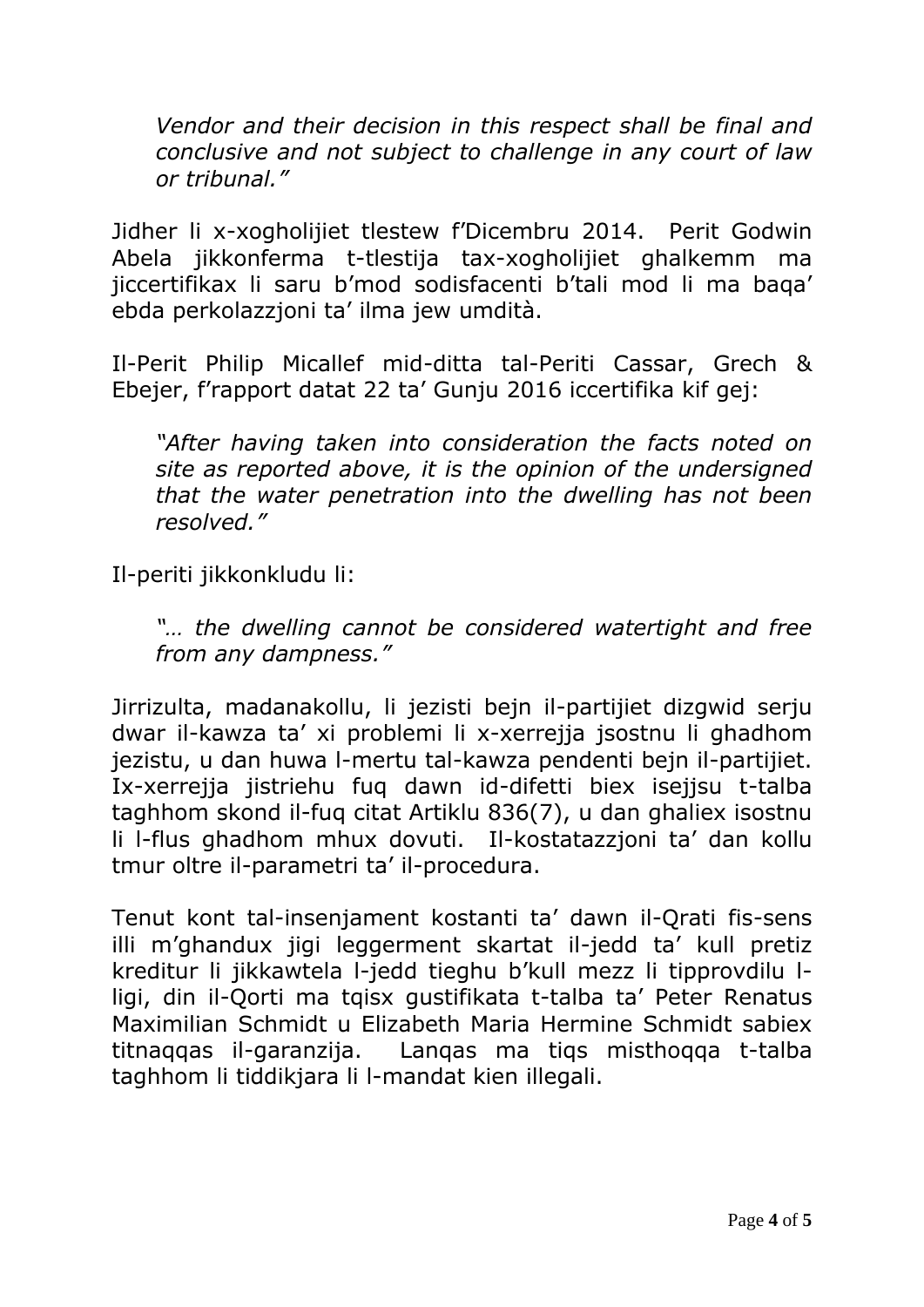*Vendor and their decision in this respect shall be final and conclusive and not subject to challenge in any court of law or tribunal."*

Jidher li x-xogholijiet tlestew f'Dicembru 2014. Perit Godwin Abela jikkonferma t-tlestija tax-xogholijiet ghalkemm ma jiccertifikax li saru b'mod sodisfacenti b'tali mod li ma baqa' ebda perkolazzjoni ta' ilma jew umdità.

Il-Perit Philip Micallef mid-ditta tal-Periti Cassar, Grech & Ebejer, f'rapport datat 22 ta' Gunju 2016 iccertifika kif gej:

> *"After having taken into consideration the facts noted on site as reported above, it is the opinion of the undersigned that the water penetration into the dwelling has not been resolved."*

Il-periti jikkonkludu li:

> *"… the dwelling cannot be considered watertight and free from any dampness."*

Jirrizulta, madanakollu, li jezisti bejn il-partijiet dizgwid serju dwar il-kawza ta' xi problemi li x-xerrejja jsostnu li ghadhom jezistu, u dan huwa l-mertu tal-kawza pendenti bejn il-partijiet. Ix-xerrejja jistriehu fuq dawn id-difetti biex isejjsu t-talba taghhom skond il-fuq citat Artiklu 836(7), u dan ghaliex isostnu li l-flus ghadhom mhux dovuti. Il-kostatazzjoni ta' dan kollu tmur oltre il-parametri ta' il-procedura.

Tenut kont tal-insenjament kostanti ta' dawn il-Qrati fis-sens illi m'ghandux jigi leggerment skartat il-jedd ta' kull pretiz kreditur li jikkawtela l-jedd tieghu b'kull mezz li tipprovdilu l-ligi, din il-Qorti ma tqisx gustifikata t-talba ta' Peter Renatus Maximilian Schmidt u Elizabeth Maria Hermine Schmidt sabiex titnaqqas il-garanzija. Lanqas ma tiqs misthoqqa t-talba taghhom li tiddikjara li l-mandat kien illegali.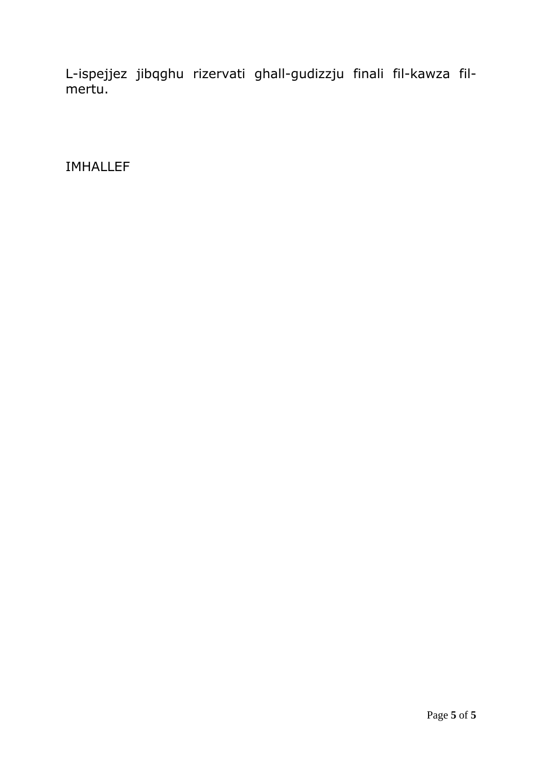L-ispejjez jibqghu rizervati ghall-gudizzju finali fil-kawza fil-mertu.

IMHALLEF